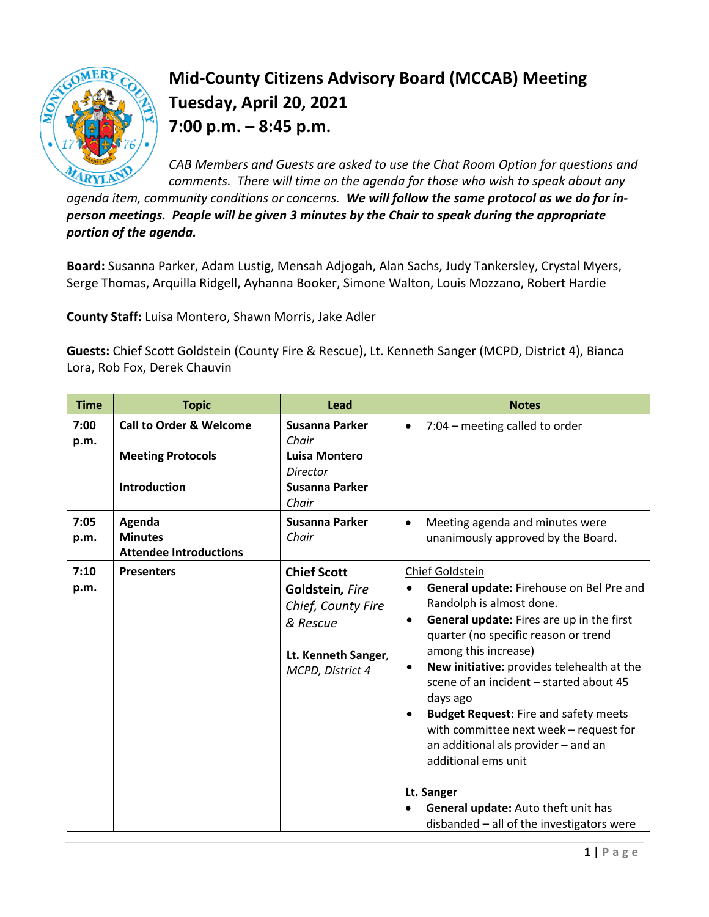# Mid-County Citizens Advisory Board (MCCAB) Meeting
# Tuesday, April 20, 2021
# 7:00 p.m. – 8:45 p.m.

*CAB Members and Guests are asked to use the Chat Room Option for questions and comments. There will time on the agenda for those who wish to speak about any agenda item, community conditions or concerns.* ***We will follow the same protocol as we do for in-person meetings. People will be given 3 minutes by the Chair to speak during the appropriate portion of the agenda.***

**Board:** Susanna Parker, Adam Lustig, Mensah Adjogah, Alan Sachs, Judy Tankersley, Crystal Myers, Serge Thomas, Arquilla Ridgell, Ayhanna Booker, Simone Walton, Louis Mozzano, Robert Hardie

**County Staff:** Luisa Montero, Shawn Morris, Jake Adler

**Guests:** Chief Scott Goldstein (County Fire & Rescue), Lt. Kenneth Sanger (MCPD, District 4), Bianca Lora, Rob Fox, Derek Chauvin

| Time | Topic | Lead | Notes |
|---|---|---|---|
| 7:00 p.m. | **Call to Order & Welcome**<br><br>**Meeting Protocols**<br><br>**Introduction** | **Susanna Parker** *Chair*<br>**Luisa Montero** *Director*<br>**Susanna Parker** *Chair* | • 7:04 – meeting called to order |
| 7:05 p.m. | **Agenda**<br>**Minutes**<br>**Attendee Introductions** | **Susanna Parker** *Chair* | • Meeting agenda and minutes were unanimously approved by the Board. |
| 7:10 p.m. | **Presenters** | **Chief Scott Goldstein,** *Fire Chief, County Fire & Rescue*<br><br>**Lt. Kenneth Sanger,** *MCPD, District 4* | Chief Goldstein<br>• **General update:** Firehouse on Bel Pre and Randolph is almost done.<br>• **General update:** Fires are up in the first quarter (no specific reason or trend among this increase)<br>• **New initiative**: provides telehealth at the scene of an incident – started about 45 days ago<br>• **Budget Request:** Fire and safety meets with committee next week – request for an additional als provider – and an additional ems unit<br><br>**Lt. Sanger**<br>• **General update:** Auto theft unit has disbanded – all of the investigators were |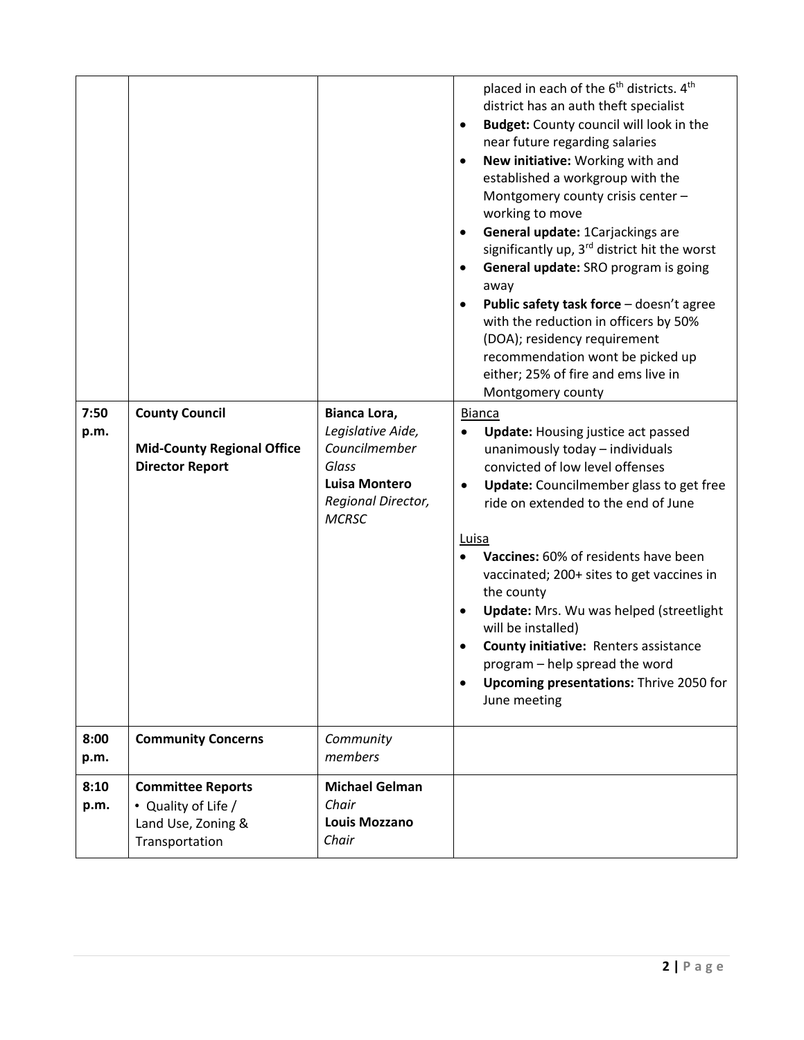|  |  |  | placed in each of the 6th districts. 4th district has an auth theft specialist<br>• **Budget:** County council will look in the near future regarding salaries<br>• **New initiative:** Working with and established a workgroup with the Montgomery county crisis center – working to move<br>• **General update:** 1Carjackings are significantly up, 3rd district hit the worst<br>• **General update:** SRO program is going away<br>• **Public safety task force** – doesn't agree with the reduction in officers by 50% (DOA); residency requirement recommendation wont be picked up either; 25% of fire and ems live in Montgomery county |
|---|---|---|---|
| **7:50 p.m.** | **County Council**<br><br>**Mid-County Regional Office Director Report** | **Bianca Lora,** *Legislative Aide, Councilmember Glass*<br>**Luisa Montero** *Regional Director, MCRSC* | <u>Bianca</u><br>• **Update:** Housing justice act passed unanimously today – individuals convicted of low level offenses<br>• **Update:** Councilmember glass to get free ride on extended to the end of June<br><br><u>Luisa</u><br>• **Vaccines:** 60% of residents have been vaccinated; 200+ sites to get vaccines in the county<br>• **Update:** Mrs. Wu was helped (streetlight will be installed)<br>• **County initiative:** Renters assistance program – help spread the word<br>• **Upcoming presentations:** Thrive 2050 for June meeting |
| **8:00 p.m.** | **Community Concerns** | *Community members* |  |
| **8:10 p.m.** | **Committee Reports**<br>• Quality of Life /<br>Land Use, Zoning & Transportation | **Michael Gelman** *Chair*<br>**Louis Mozzano** *Chair* |  |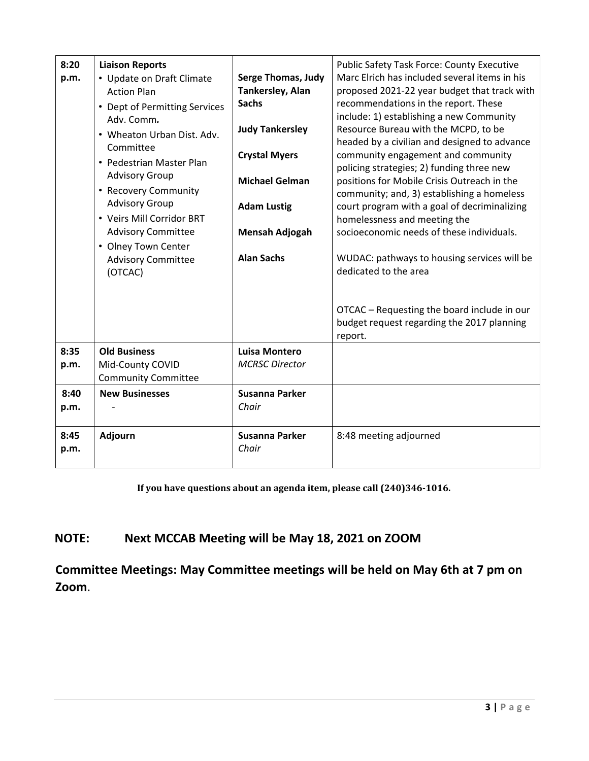| | | | |
|---|---|---|---|
| 8:20 p.m. | **Liaison Reports**<br>• Update on Draft Climate Action Plan<br>• Dept of Permitting Services Adv. Comm.<br>• Wheaton Urban Dist. Adv. Committee<br>• Pedestrian Master Plan Advisory Group<br>• Recovery Community Advisory Group<br>• Veirs Mill Corridor BRT Advisory Committee<br>• Olney Town Center Advisory Committee (OTCAC) | **Serge Thomas, Judy Tankersley, Alan Sachs**<br><br>**Judy Tankersley**<br><br>**Crystal Myers**<br><br>**Michael Gelman**<br><br>**Adam Lustig**<br><br>**Mensah Adjogah**<br><br>**Alan Sachs** | Public Safety Task Force: County Executive Marc Elrich has included several items in his proposed 2021-22 year budget that track with recommendations in the report. These include: 1) establishing a new Community Resource Bureau with the MCPD, to be headed by a civilian and designed to advance community engagement and community policing strategies; 2) funding three new positions for Mobile Crisis Outreach in the community; and, 3) establishing a homeless court program with a goal of decriminalizing homelessness and meeting the socioeconomic needs of these individuals.<br><br>WUDAC: pathways to housing services will be dedicated to the area<br><br>OTCAC – Requesting the board include in our budget request regarding the 2017 planning report. |
| 8:35 p.m. | **Old Business**<br>Mid-County COVID Community Committee | **Luisa Montero**<br>*MCRSC Director* | |
| 8:40 p.m. | **New Businesses**<br>- | **Susanna Parker**<br>*Chair* | |
| 8:45 p.m. | **Adjourn** | **Susanna Parker**<br>*Chair* | 8:48 meeting adjourned |

**If you have questions about an agenda item, please call (240)346-1016.**

**NOTE: Next MCCAB Meeting will be May 18, 2021 on ZOOM**

**Committee Meetings: May Committee meetings will be held on May 6th at 7 pm on Zoom**.